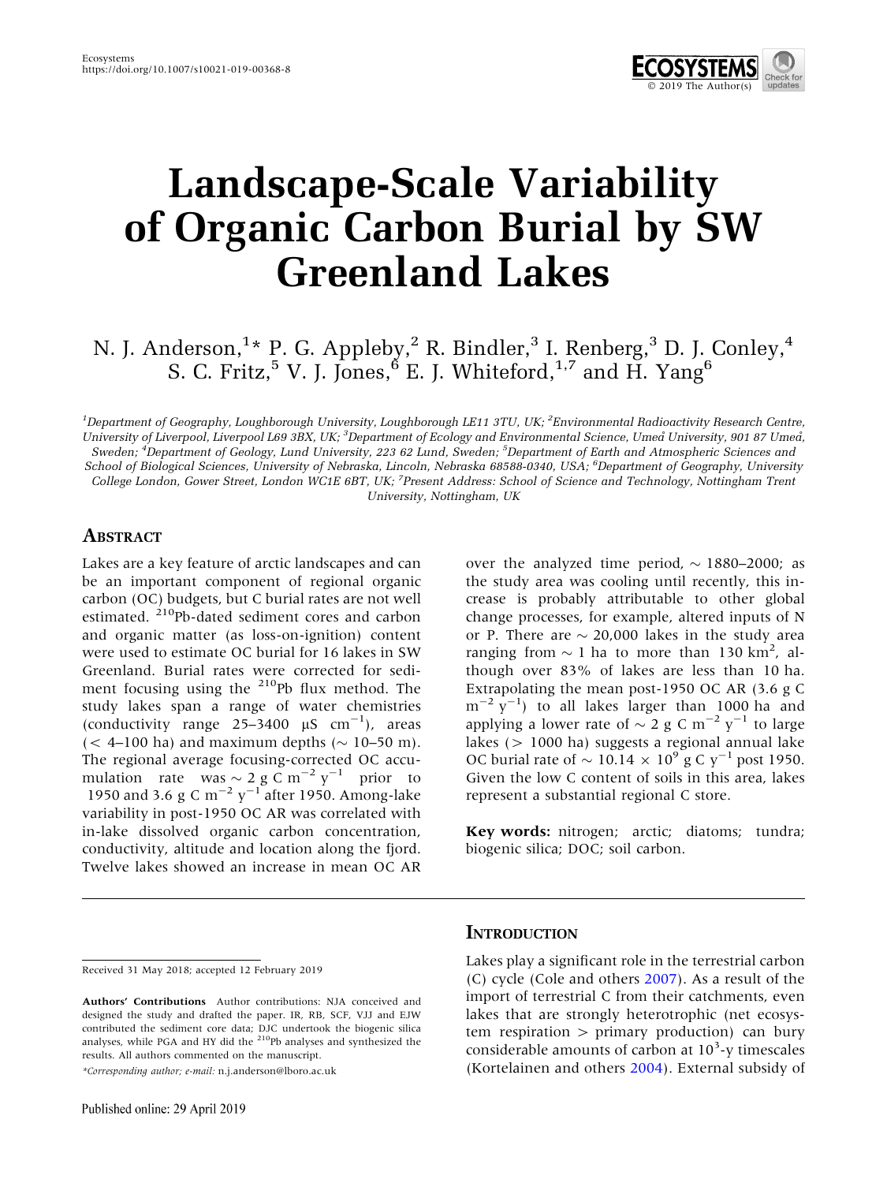# Landscape-Scale Variability of Organic Carbon Burial by SW Greenland Lakes

N. J. Anderson,[1]* P. G. Appleby,[2] R. Bindler,[3] I. Renberg,[3] D. J. Conley,[4] S. C. Fritz,[5] V. J. Jones,[6] E. J. Whiteford,[1,7] and H. Yang[6]

[1]Department of Geography, Loughborough University, Loughborough LE11 3TU, UK; [2]Environmental Radioactivity Research Centre, University of Liverpool, Liverpool L69 3BX, UK; [3]Department of Ecology and Environmental Science, Umeå University, 901 87 Umeå, Sweden; [4]Department of Geology, Lund University, 223 62 Lund, Sweden; [5]Department of Earth and Atmospheric Sciences and School of Biological Sciences, University of Nebraska, Lincoln, Nebraska 68588-0340, USA; [6]Department of Geography, University College London, Gower Street, London WC1E 6BT, UK; [7]Present Address: School of Science and Technology, Nottingham Trent University, Nottingham, UK

## Abstract

Lakes are a key feature of arctic landscapes and can be an important component of regional organic carbon (OC) budgets, but C burial rates are not well estimated. $^{210}$Pb-dated sediment cores and carbon and organic matter (as loss-on-ignition) content were used to estimate OC burial for 16 lakes in SW Greenland. Burial rates were corrected for sediment focusing using the $^{210}$Pb flux method. The study lakes span a range of water chemistries (conductivity range 25–3400 µS cm$^{-1}$), areas (< 4–100 ha) and maximum depths (~ 10–50 m). The regional average focusing-corrected OC accumulation rate was ~ 2 g C m$^{-2}$ y$^{-1}$ prior to 1950 and 3.6 g C m$^{-2}$ y$^{-1}$ after 1950. Among-lake variability in post-1950 OC AR was correlated with in-lake dissolved organic carbon concentration, conductivity, altitude and location along the fjord. Twelve lakes showed an increase in mean OC AR over the analyzed time period, ~ 1880–2000; as the study area was cooling until recently, this increase is probably attributable to other global change processes, for example, altered inputs of N or P. There are ~ 20,000 lakes in the study area ranging from ~ 1 ha to more than 130 km$^2$, although over 83% of lakes are less than 10 ha. Extrapolating the mean post-1950 OC AR (3.6 g C m$^{-2}$ y$^{-1}$) to all lakes larger than 1000 ha and applying a lower rate of ~ 2 g C m$^{-2}$ y$^{-1}$ to large lakes (> 1000 ha) suggests a regional annual lake OC burial rate of ~ 10.14 × 10$^9$ g C y$^{-1}$ post 1950. Given the low C content of soils in this area, lakes represent a substantial regional C store.

**Key words:** nitrogen; arctic; diatoms; tundra; biogenic silica; DOC; soil carbon.

Received 31 May 2018; accepted 12 February 2019

**Authors' Contributions** Author contributions: NJA conceived and designed the study and drafted the paper. IR, RB, SCF, VJJ and EJW contributed the sediment core data; DJC undertook the biogenic silica analyses, while PGA and HY did the $^{210}$Pb analyses and synthesized the results. All authors commented on the manuscript.

*Corresponding author; e-mail: n.j.anderson@lboro.ac.uk

## Introduction

Lakes play a significant role in the terrestrial carbon (C) cycle (Cole and others 2007). As a result of the import of terrestrial C from their catchments, even lakes that are strongly heterotrophic (net ecosystem respiration > primary production) can bury considerable amounts of carbon at 10$^3$-y timescales (Kortelainen and others 2004). External subsidy of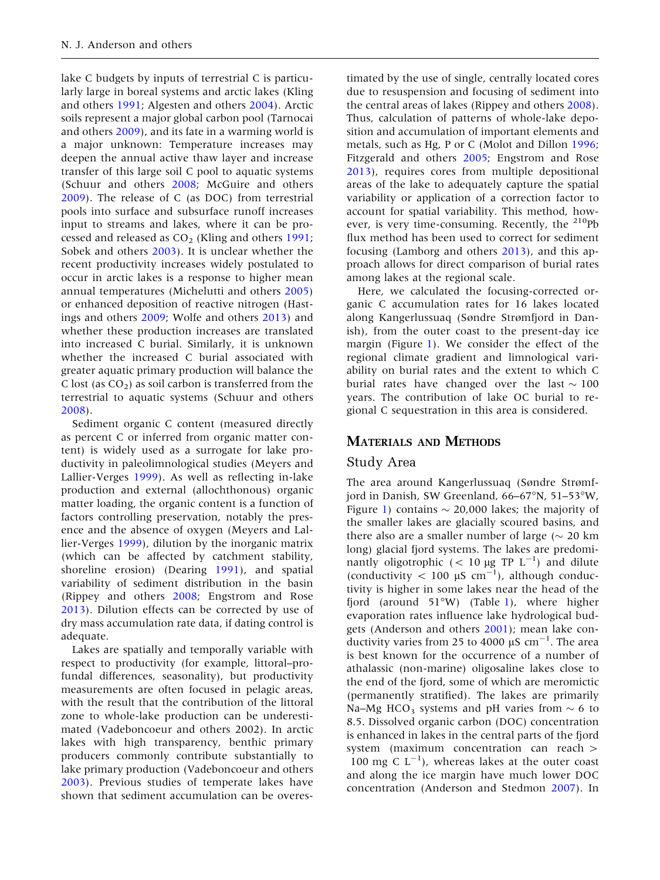lake C budgets by inputs of terrestrial C is particularly large in boreal systems and arctic lakes (Kling and others 1991; Algesten and others 2004). Arctic soils represent a major global carbon pool (Tarnocai and others 2009), and its fate in a warming world is a major unknown: Temperature increases may deepen the annual active thaw layer and increase transfer of this large soil C pool to aquatic systems (Schuur and others 2008; McGuire and others 2009). The release of C (as DOC) from terrestrial pools into surface and subsurface runoff increases input to streams and lakes, where it can be processed and released as $CO_2$ (Kling and others 1991; Sobek and others 2003). It is unclear whether the recent productivity increases widely postulated to occur in arctic lakes is a response to higher mean annual temperatures (Michelutti and others 2005) or enhanced deposition of reactive nitrogen (Hastings and others 2009; Wolfe and others 2013) and whether these production increases are translated into increased C burial. Similarly, it is unknown whether the increased C burial associated with greater aquatic primary production will balance the C lost (as $CO_2$) as soil carbon is transferred from the terrestrial to aquatic systems (Schuur and others 2008).

Sediment organic C content (measured directly as percent C or inferred from organic matter content) is widely used as a surrogate for lake productivity in paleolimnological studies (Meyers and Lallier-Verges 1999). As well as reflecting in-lake production and external (allochthonous) organic matter loading, the organic content is a function of factors controlling preservation, notably the presence and the absence of oxygen (Meyers and Lallier-Verges 1999), dilution by the inorganic matrix (which can be affected by catchment stability, shoreline erosion) (Dearing 1991), and spatial variability of sediment distribution in the basin (Rippey and others 2008; Engstrom and Rose 2013). Dilution effects can be corrected by use of dry mass accumulation rate data, if dating control is adequate.

Lakes are spatially and temporally variable with respect to productivity (for example, littoral–profundal differences, seasonality), but productivity measurements are often focused in pelagic areas, with the result that the contribution of the littoral zone to whole-lake production can be underestimated (Vadeboncoeur and others 2002). In arctic lakes with high transparency, benthic primary producers commonly contribute substantially to lake primary production (Vadeboncoeur and others 2003). Previous studies of temperate lakes have shown that sediment accumulation can be overestimated by the use of single, centrally located cores due to resuspension and focusing of sediment into the central areas of lakes (Rippey and others 2008). Thus, calculation of patterns of whole-lake deposition and accumulation of important elements and metals, such as Hg, P or C (Molot and Dillon 1996; Fitzgerald and others 2005; Engstrom and Rose 2013), requires cores from multiple depositional areas of the lake to adequately capture the spatial variability or application of a correction factor to account for spatial variability. This method, however, is very time-consuming. Recently, the $^{210}$Pb flux method has been used to correct for sediment focusing (Lamborg and others 2013), and this approach allows for direct comparison of burial rates among lakes at the regional scale.

Here, we calculated the focusing-corrected organic C accumulation rates for 16 lakes located along Kangerlussuaq (Søndre Strømfjord in Danish), from the outer coast to the present-day ice margin (Figure 1). We consider the effect of the regional climate gradient and limnological variability on burial rates and the extent to which C burial rates have changed over the last ~ 100 years. The contribution of lake OC burial to regional C sequestration in this area is considered.

## Materials and Methods

### Study Area

The area around Kangerlussuaq (Søndre Strømfjord in Danish, SW Greenland, 66–67°N, 51–53°W, Figure 1) contains ~ 20,000 lakes; the majority of the smaller lakes are glacially scoured basins, and there also are a smaller number of large (~ 20 km long) glacial fjord systems. The lakes are predominantly oligotrophic (< 10 µg TP $L^{-1}$) and dilute (conductivity < 100 µS $cm^{-1}$), although conductivity is higher in some lakes near the head of the fjord (around 51°W) (Table 1), where higher evaporation rates influence lake hydrological budgets (Anderson and others 2001); mean lake conductivity varies from 25 to 4000 µS $cm^{-1}$. The area is best known for the occurrence of a number of athalassic (non-marine) oligosaline lakes close to the end of the fjord, some of which are meromictic (permanently stratified). The lakes are primarily Na–Mg $HCO_3$ systems and pH varies from ~ 6 to 8.5. Dissolved organic carbon (DOC) concentration is enhanced in lakes in the central parts of the fjord system (maximum concentration can reach > 100 mg C $L^{-1}$), whereas lakes at the outer coast and along the ice margin have much lower DOC concentration (Anderson and Stedmon 2007). In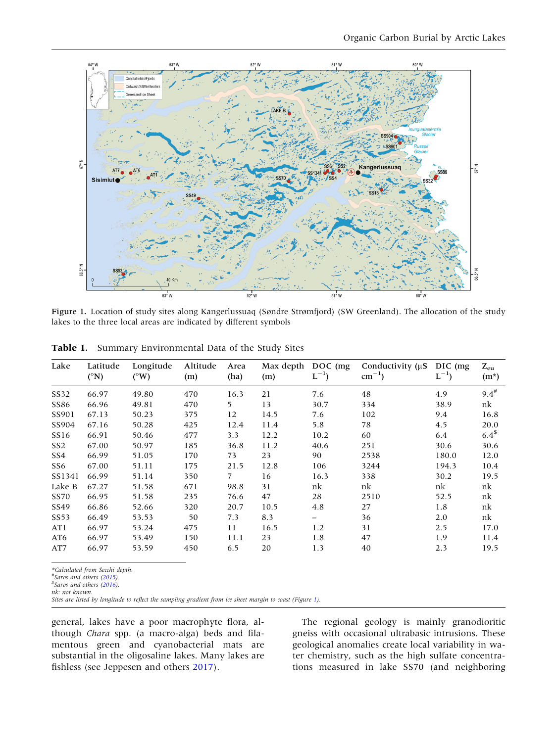Figure 1. Location of study sites along Kangerlussuaq (Søndre Strømfjord) (SW Greenland). The allocation of the study lakes to the three local areas are indicated by different symbols

**Table 1.** Summary Environmental Data of the Study Sites

| Lake | Latitude (°N) | Longitude (°W) | Altitude (m) | Area (ha) | Max depth (m) | DOC (mg $L^{-1}$) | Conductivity (μS $cm^{-1}$) | DIC (mg $L^{-1}$) | $Z_{eu}$ (m*) |
|---|---|---|---|---|---|---|---|---|---|
| SS32 | 66.97 | 49.80 | 470 | 16.3 | 21 | 7.6 | 48 | 4.9 | 9.4[#] |
| SS86 | 66.96 | 49.81 | 470 | 5 | 13 | 30.7 | 334 | 38.9 | nk |
| SS901 | 67.13 | 50.23 | 375 | 12 | 14.5 | 7.6 | 102 | 9.4 | 16.8 |
| SS904 | 67.16 | 50.28 | 425 | 12.4 | 11.4 | 5.8 | 78 | 4.5 | 20.0 |
| SS16 | 66.91 | 50.46 | 477 | 3.3 | 12.2 | 10.2 | 60 | 6.4 | 6.4[$] |
| SS2 | 67.00 | 50.97 | 185 | 36.8 | 11.2 | 40.6 | 251 | 30.6 | 30.6 |
| SS4 | 66.99 | 51.05 | 170 | 73 | 23 | 90 | 2538 | 180.0 | 12.0 |
| SS6 | 67.00 | 51.11 | 175 | 21.5 | 12.8 | 106 | 3244 | 194.3 | 10.4 |
| SS1341 | 66.99 | 51.14 | 350 | 7 | 16 | 16.3 | 338 | 30.2 | 19.5 |
| Lake B | 67.27 | 51.58 | 671 | 98.8 | 31 | nk | nk | nk | nk |
| SS70 | 66.95 | 51.58 | 235 | 76.6 | 47 | 28 | 2510 | 52.5 | nk |
| SS49 | 66.86 | 52.66 | 320 | 20.7 | 10.5 | 4.8 | 27 | 1.8 | nk |
| SS53 | 66.49 | 53.53 | 50 | 7.3 | 8.3 | – | 36 | 2.0 | nk |
| AT1 | 66.97 | 53.24 | 475 | 11 | 16.5 | 1.2 | 31 | 2.5 | 17.0 |
| AT6 | 66.97 | 53.49 | 150 | 11.1 | 23 | 1.8 | 47 | 1.9 | 11.4 |
| AT7 | 66.97 | 53.59 | 450 | 6.5 | 20 | 1.3 | 40 | 2.3 | 19.5 |

*Calculated from Secchi depth.
[#]Saros and others (2015).
[$]Saros and others (2016).
nk: not known.
Sites are listed by longitude to reflect the sampling gradient from ice sheet margin to coast (Figure 1).

general, lakes have a poor macrophyte flora, although *Chara* spp. (a macro-alga) beds and filamentous green and cyanobacterial mats are substantial in the oligosaline lakes. Many lakes are fishless (see Jeppesen and others 2017).

The regional geology is mainly granodioritic gneiss with occasional ultrabasic intrusions. These geological anomalies create local variability in water chemistry, such as the high sulfate concentrations measured in lake SS70 (and neighboring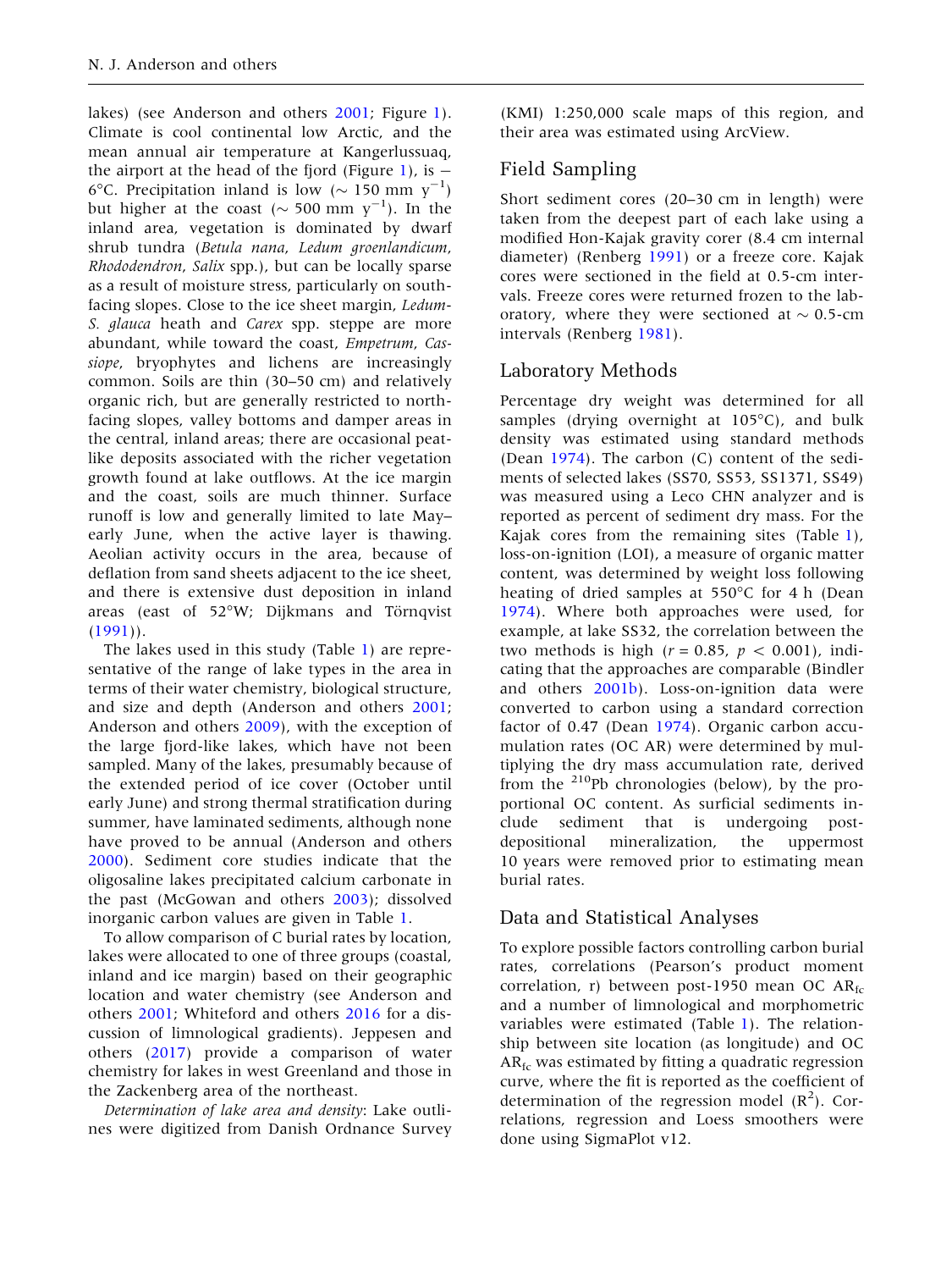lakes) (see Anderson and others 2001; Figure 1). Climate is cool continental low Arctic, and the mean annual air temperature at Kangerlussuaq, the airport at the head of the fjord (Figure 1), is − 6°C. Precipitation inland is low (~ 150 mm $y^{-1}$) but higher at the coast (~ 500 mm $y^{-1}$). In the inland area, vegetation is dominated by dwarf shrub tundra (*Betula nana*, *Ledum groenlandicum*, *Rhododendron*, *Salix* spp.), but can be locally sparse as a result of moisture stress, particularly on south-facing slopes. Close to the ice sheet margin, *Ledum-S. glauca* heath and *Carex* spp. steppe are more abundant, while toward the coast, *Empetrum*, *Cassiope*, bryophytes and lichens are increasingly common. Soils are thin (30–50 cm) and relatively organic rich, but are generally restricted to north-facing slopes, valley bottoms and damper areas in the central, inland areas; there are occasional peat-like deposits associated with the richer vegetation growth found at lake outflows. At the ice margin and the coast, soils are much thinner. Surface runoff is low and generally limited to late May–early June, when the active layer is thawing. Aeolian activity occurs in the area, because of deflation from sand sheets adjacent to the ice sheet, and there is extensive dust deposition in inland areas (east of 52°W; Dijkmans and Törnqvist (1991)).

The lakes used in this study (Table 1) are representative of the range of lake types in the area in terms of their water chemistry, biological structure, and size and depth (Anderson and others 2001; Anderson and others 2009), with the exception of the large fjord-like lakes, which have not been sampled. Many of the lakes, presumably because of the extended period of ice cover (October until early June) and strong thermal stratification during summer, have laminated sediments, although none have proved to be annual (Anderson and others 2000). Sediment core studies indicate that the oligosaline lakes precipitated calcium carbonate in the past (McGowan and others 2003); dissolved inorganic carbon values are given in Table 1.

To allow comparison of C burial rates by location, lakes were allocated to one of three groups (coastal, inland and ice margin) based on their geographic location and water chemistry (see Anderson and others 2001; Whiteford and others 2016 for a discussion of limnological gradients). Jeppesen and others (2017) provide a comparison of water chemistry for lakes in west Greenland and those in the Zackenberg area of the northeast.

*Determination of lake area and density*: Lake outlines were digitized from Danish Ordnance Survey (KMI) 1:250,000 scale maps of this region, and their area was estimated using ArcView.

## Field Sampling

Short sediment cores (20–30 cm in length) were taken from the deepest part of each lake using a modified Hon-Kajak gravity corer (8.4 cm internal diameter) (Renberg 1991) or a freeze core. Kajak cores were sectioned in the field at 0.5-cm intervals. Freeze cores were returned frozen to the laboratory, where they were sectioned at ~ 0.5-cm intervals (Renberg 1981).

## Laboratory Methods

Percentage dry weight was determined for all samples (drying overnight at 105°C), and bulk density was estimated using standard methods (Dean 1974). The carbon (C) content of the sediments of selected lakes (SS70, SS53, SS1371, SS49) was measured using a Leco CHN analyzer and is reported as percent of sediment dry mass. For the Kajak cores from the remaining sites (Table 1), loss-on-ignition (LOI), a measure of organic matter content, was determined by weight loss following heating of dried samples at 550°C for 4 h (Dean 1974). Where both approaches were used, for example, at lake SS32, the correlation between the two methods is high ($r = 0.85$, $p < 0.001$), indicating that the approaches are comparable (Bindler and others 2001b). Loss-on-ignition data were converted to carbon using a standard correction factor of 0.47 (Dean 1974). Organic carbon accumulation rates (OC AR) were determined by multiplying the dry mass accumulation rate, derived from the $^{210}$Pb chronologies (below), by the proportional OC content. As surficial sediments include sediment that is undergoing post-depositional mineralization, the uppermost 10 years were removed prior to estimating mean burial rates.

## Data and Statistical Analyses

To explore possible factors controlling carbon burial rates, correlations (Pearson's product moment correlation, r) between post-1950 mean OC $AR_{fc}$ and a number of limnological and morphometric variables were estimated (Table 1). The relationship between site location (as longitude) and OC $AR_{fc}$ was estimated by fitting a quadratic regression curve, where the fit is reported as the coefficient of determination of the regression model ($R^2$). Correlations, regression and Loess smoothers were done using SigmaPlot v12.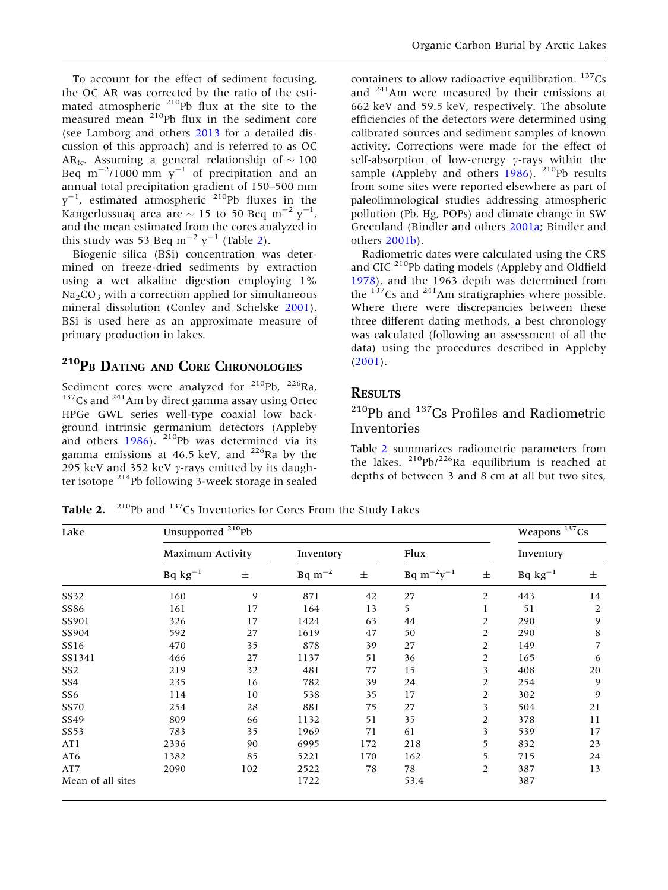To account for the effect of sediment focusing, the OC AR was corrected by the ratio of the estimated atmospheric $^{210}$Pb flux at the site to the measured mean $^{210}$Pb flux in the sediment core (see Lamborg and others 2013 for a detailed discussion of this approach) and is referred to as OC $AR_{fc}$. Assuming a general relationship of ~ 100 Beq $m^{-2}$/1000 mm $y^{-1}$ of precipitation and an annual total precipitation gradient of 150–500 mm $y^{-1}$, estimated atmospheric $^{210}$Pb fluxes in the Kangerlussuaq area are ~ 15 to 50 Beq $m^{-2}$ $y^{-1}$, and the mean estimated from the cores analyzed in this study was 53 Beq $m^{-2}$ $y^{-1}$ (Table 2).

Biogenic silica (BSi) concentration was determined on freeze-dried sediments by extraction using a wet alkaline digestion employing 1% $Na_2CO_3$ with a correction applied for simultaneous mineral dissolution (Conley and Schelske 2001). BSi is used here as an approximate measure of primary production in lakes.

## $^{210}$Pb Dating and Core Chronologies

Sediment cores were analyzed for $^{210}$Pb, $^{226}$Ra, $^{137}$Cs and $^{241}$Am by direct gamma assay using Ortec HPGe GWL series well-type coaxial low background intrinsic germanium detectors (Appleby and others 1986). $^{210}$Pb was determined via its gamma emissions at 46.5 keV, and $^{226}$Ra by the 295 keV and 352 keV $\gamma$-rays emitted by its daughter isotope $^{214}$Pb following 3-week storage in sealed containers to allow radioactive equilibration. $^{137}$Cs and $^{241}$Am were measured by their emissions at 662 keV and 59.5 keV, respectively. The absolute efficiencies of the detectors were determined using calibrated sources and sediment samples of known activity. Corrections were made for the effect of self-absorption of low-energy $\gamma$-rays within the sample (Appleby and others 1986). $^{210}$Pb results from some sites were reported elsewhere as part of paleolimnological studies addressing atmospheric pollution (Pb, Hg, POPs) and climate change in SW Greenland (Bindler and others 2001a; Bindler and others 2001b).

Radiometric dates were calculated using the CRS and CIC $^{210}$Pb dating models (Appleby and Oldfield 1978), and the 1963 depth was determined from the $^{137}$Cs and $^{241}$Am stratigraphies where possible. Where there were discrepancies between these three different dating methods, a best chronology was calculated (following an assessment of all the data) using the procedures described in Appleby (2001).

# Results

## $^{210}$Pb and $^{137}$Cs Profiles and Radiometric Inventories

Table 2 summarizes radiometric parameters from the lakes. $^{210}$Pb/$^{226}$Ra equilibrium is reached at depths of between 3 and 8 cm at all but two sites,

**Table 2.** $^{210}$Pb and $^{137}$Cs Inventories for Cores From the Study Lakes

| Lake | Unsupported $^{210}$Pb | | | | | | Weapons $^{137}$Cs | |
|---|---|---|---|---|---|---|---|---|
| | Maximum Activity | | Inventory | | Flux | | Inventory | |
| | Bq $kg^{-1}$ | ± | Bq $m^{-2}$ | ± | Bq $m^{-2}y^{-1}$ | ± | Bq $kg^{-1}$ | ± |
| SS32 | 160 | 9 | 871 | 42 | 27 | 2 | 443 | 14 |
| SS86 | 161 | 17 | 164 | 13 | 5 | 1 | 51 | 2 |
| SS901 | 326 | 17 | 1424 | 63 | 44 | 2 | 290 | 9 |
| SS904 | 592 | 27 | 1619 | 47 | 50 | 2 | 290 | 8 |
| SS16 | 470 | 35 | 878 | 39 | 27 | 2 | 149 | 7 |
| SS1341 | 466 | 27 | 1137 | 51 | 36 | 2 | 165 | 6 |
| SS2 | 219 | 32 | 481 | 77 | 15 | 3 | 408 | 20 |
| SS4 | 235 | 16 | 782 | 39 | 24 | 2 | 254 | 9 |
| SS6 | 114 | 10 | 538 | 35 | 17 | 2 | 302 | 9 |
| SS70 | 254 | 28 | 881 | 75 | 27 | 3 | 504 | 21 |
| SS49 | 809 | 66 | 1132 | 51 | 35 | 2 | 378 | 11 |
| SS53 | 783 | 35 | 1969 | 71 | 61 | 3 | 539 | 17 |
| AT1 | 2336 | 90 | 6995 | 172 | 218 | 5 | 832 | 23 |
| AT6 | 1382 | 85 | 5221 | 170 | 162 | 5 | 715 | 24 |
| AT7 | 2090 | 102 | 2522 | 78 | 78 | 2 | 387 | 13 |
| Mean of all sites | | | 1722 | | 53.4 | | 387 | |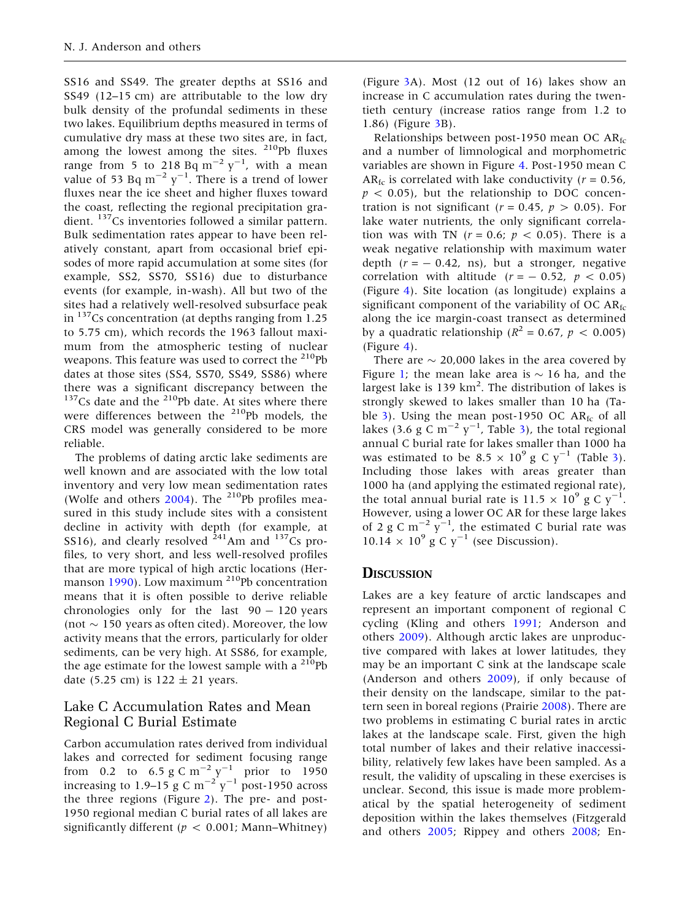SS16 and SS49. The greater depths at SS16 and SS49 (12–15 cm) are attributable to the low dry bulk density of the profundal sediments in these two lakes. Equilibrium depths measured in terms of cumulative dry mass at these two sites are, in fact, among the lowest among the sites. $^{210}$Pb fluxes range from 5 to 218 Bq m$^{-2}$ y$^{-1}$, with a mean value of 53 Bq m$^{-2}$ y$^{-1}$. There is a trend of lower fluxes near the ice sheet and higher fluxes toward the coast, reflecting the regional precipitation gradient. $^{137}$Cs inventories followed a similar pattern. Bulk sedimentation rates appear to have been relatively constant, apart from occasional brief episodes of more rapid accumulation at some sites (for example, SS2, SS70, SS16) due to disturbance events (for example, in-wash). All but two of the sites had a relatively well-resolved subsurface peak in $^{137}$Cs concentration (at depths ranging from 1.25 to 5.75 cm), which records the 1963 fallout maximum from the atmospheric testing of nuclear weapons. This feature was used to correct the $^{210}$Pb dates at those sites (SS4, SS70, SS49, SS86) where there was a significant discrepancy between the $^{137}$Cs date and the $^{210}$Pb date. At sites where there were differences between the $^{210}$Pb models, the CRS model was generally considered to be more reliable.

The problems of dating arctic lake sediments are well known and are associated with the low total inventory and very low mean sedimentation rates (Wolfe and others 2004). The $^{210}$Pb profiles measured in this study include sites with a consistent decline in activity with depth (for example, at SS16), and clearly resolved $^{241}$Am and $^{137}$Cs profiles, to very short, and less well-resolved profiles that are more typical of high arctic locations (Hermanson 1990). Low maximum $^{210}$Pb concentration means that it is often possible to derive reliable chronologies only for the last 90 − 120 years (not ~ 150 years as often cited). Moreover, the low activity means that the errors, particularly for older sediments, can be very high. At SS86, for example, the age estimate for the lowest sample with a $^{210}$Pb date (5.25 cm) is 122 ± 21 years.

## Lake C Accumulation Rates and Mean Regional C Burial Estimate

Carbon accumulation rates derived from individual lakes and corrected for sediment focusing range from 0.2 to 6.5 g C m$^{-2}$ y$^{-1}$ prior to 1950 increasing to 1.9–15 g C m$^{-2}$ y$^{-1}$ post-1950 across the three regions (Figure 2). The pre- and post-1950 regional median C burial rates of all lakes are significantly different ($p < 0.001$; Mann–Whitney) (Figure 3A). Most (12 out of 16) lakes show an increase in C accumulation rates during the twentieth century (increase ratios range from 1.2 to 1.86) (Figure 3B).

Relationships between post-1950 mean OC $AR_{fc}$ and a number of limnological and morphometric variables are shown in Figure 4. Post-1950 mean C $AR_{fc}$ is correlated with lake conductivity ($r = 0.56$, $p < 0.05$), but the relationship to DOC concentration is not significant ($r = 0.45$, $p > 0.05$). For lake water nutrients, the only significant correlation was with TN ($r = 0.6$; $p < 0.05$). There is a weak negative relationship with maximum water depth ($r = -0.42$, ns), but a stronger, negative correlation with altitude ($r = -0.52$, $p < 0.05$) (Figure 4). Site location (as longitude) explains a significant component of the variability of OC $AR_{fc}$ along the ice margin-coast transect as determined by a quadratic relationship ($R^2 = 0.67$, $p < 0.005$) (Figure 4).

There are ~ 20,000 lakes in the area covered by Figure 1; the mean lake area is ~ 16 ha, and the largest lake is 139 km$^2$. The distribution of lakes is strongly skewed to lakes smaller than 10 ha (Table 3). Using the mean post-1950 OC $AR_{fc}$ of all lakes (3.6 g C m$^{-2}$ y$^{-1}$, Table 3), the total regional annual C burial rate for lakes smaller than 1000 ha was estimated to be $8.5 \times 10^9$ g C y$^{-1}$ (Table 3). Including those lakes with areas greater than 1000 ha (and applying the estimated regional rate), the total annual burial rate is $11.5 \times 10^9$ g C y$^{-1}$. However, using a lower OC AR for these large lakes of 2 g C m$^{-2}$ y$^{-1}$, the estimated C burial rate was $10.14 \times 10^9$ g C y$^{-1}$ (see Discussion).

## Discussion

Lakes are a key feature of arctic landscapes and represent an important component of regional C cycling (Kling and others 1991; Anderson and others 2009). Although arctic lakes are unproductive compared with lakes at lower latitudes, they may be an important C sink at the landscape scale (Anderson and others 2009), if only because of their density on the landscape, similar to the pattern seen in boreal regions (Prairie 2008). There are two problems in estimating C burial rates in arctic lakes at the landscape scale. First, given the high total number of lakes and their relative inaccessibility, relatively few lakes have been sampled. As a result, the validity of upscaling in these exercises is unclear. Second, this issue is made more problematical by the spatial heterogeneity of sediment deposition within the lakes themselves (Fitzgerald and others 2005; Rippey and others 2008; En-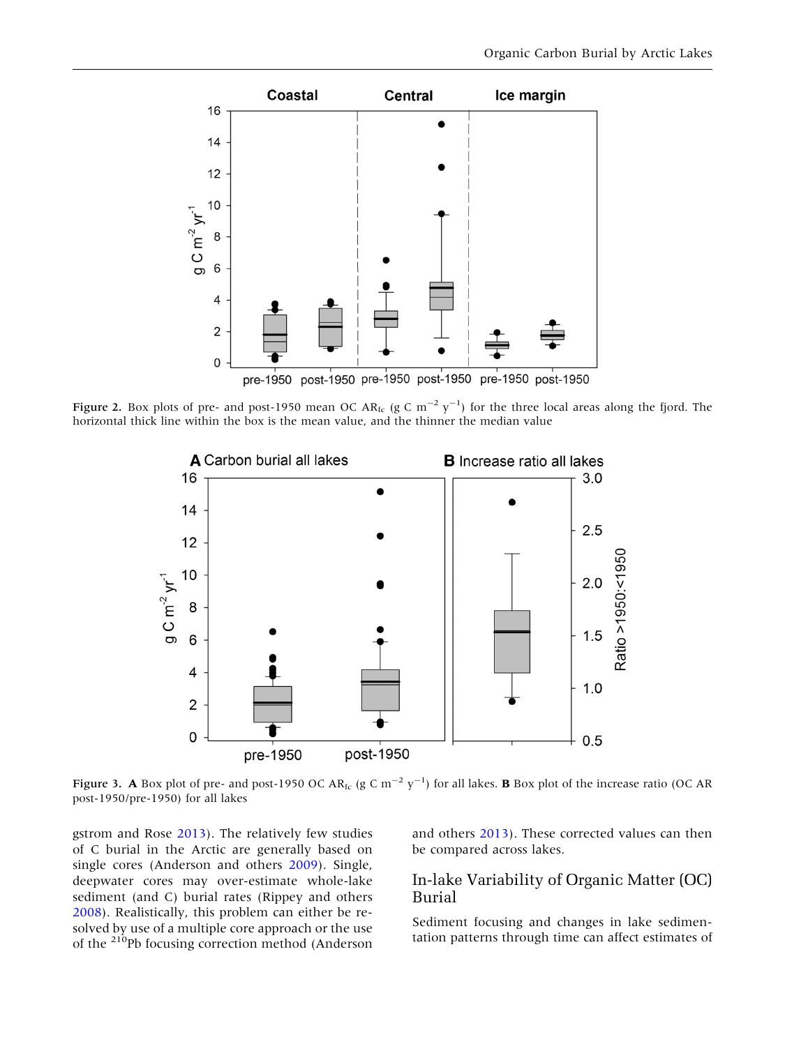Figure 2. Box plots of pre- and post-1950 mean OC $AR_{fc}$ (g C $m^{-2}$ $y^{-1}$) for the three local areas along the fjord. The horizontal thick line within the box is the mean value, and the thinner the median value

Figure 3. **A** Box plot of pre- and post-1950 OC $AR_{fc}$ (g C $m^{-2}$ $y^{-1}$) for all lakes. **B** Box plot of the increase ratio (OC AR post-1950/pre-1950) for all lakes

gstrom and Rose 2013). The relatively few studies of C burial in the Arctic are generally based on single cores (Anderson and others 2009). Single, deepwater cores may over-estimate whole-lake sediment (and C) burial rates (Rippey and others 2008). Realistically, this problem can either be resolved by use of a multiple core approach or the use of the $^{210}$Pb focusing correction method (Anderson and others 2013). These corrected values can then be compared across lakes.

## In-lake Variability of Organic Matter (OC) Burial

Sediment focusing and changes in lake sedimentation patterns through time can affect estimates of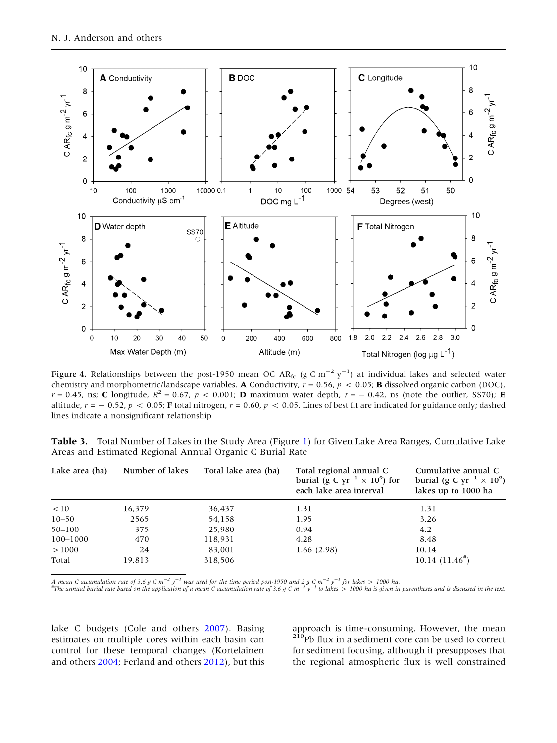**Figure 4.** Relationships between the post-1950 mean OC $AR_{fc}$ ($g\ C\ m^{-2}\ y^{-1}$) at individual lakes and selected water chemistry and morphometric/landscape variables. **A** Conductivity, $r = 0.56$, $p < 0.05$; **B** dissolved organic carbon (DOC), $r = 0.45$, ns; **C** longitude, $R^2 = 0.67$, $p < 0.001$; **D** maximum water depth, $r = -0.42$, ns (note the outlier, SS70); **E** altitude, $r = -0.52$, $p < 0.05$; **F** total nitrogen, $r = 0.60$, $p < 0.05$. Lines of best fit are indicated for guidance only; dashed lines indicate a nonsignificant relationship

**Table 3.** Total Number of Lakes in the Study Area (Figure 1) for Given Lake Area Ranges, Cumulative Lake Areas and Estimated Regional Annual Organic C Burial Rate

| Lake area (ha) | Number of lakes | Total lake area (ha) | Total regional annual C burial ($g\ C\ yr^{-1} \times 10^9$) for each lake area interval | Cumulative annual C burial ($g\ C\ yr^{-1} \times 10^9$) lakes up to 1000 ha |
|---|---|---|---|---|
| <10 | 16,379 | 36,437 | 1.31 | 1.31 |
| 10–50 | 2565 | 54,158 | 1.95 | 3.26 |
| 50–100 | 375 | 25,980 | 0.94 | 4.2 |
| 100–1000 | 470 | 118,931 | 4.28 | 8.48 |
| >1000 | 24 | 83,001 | 1.66 (2.98) | 10.14 |
| Total | 19,813 | 318,506 | | 10.14 (11.46[#]) |

*A mean C accumulation rate of 3.6 g C $m^{-2}\ y^{-1}$ was used for the time period post-1950 and 2 g C $m^{-2}\ y^{-1}$ for lakes > 1000 ha.*
*[#]The annual burial rate based on the application of a mean C accumulation rate of 3.6 g C $m^{-2}\ y^{-1}$ to lakes > 1000 ha is given in parentheses and is discussed in the text.*

lake C budgets (Cole and others 2007). Basing estimates on multiple cores within each basin can control for these temporal changes (Kortelainen and others 2004; Ferland and others 2012), but this approach is time-consuming. However, the mean $^{210}Pb$ flux in a sediment core can be used to correct for sediment focusing, although it presupposes that the regional atmospheric flux is well constrained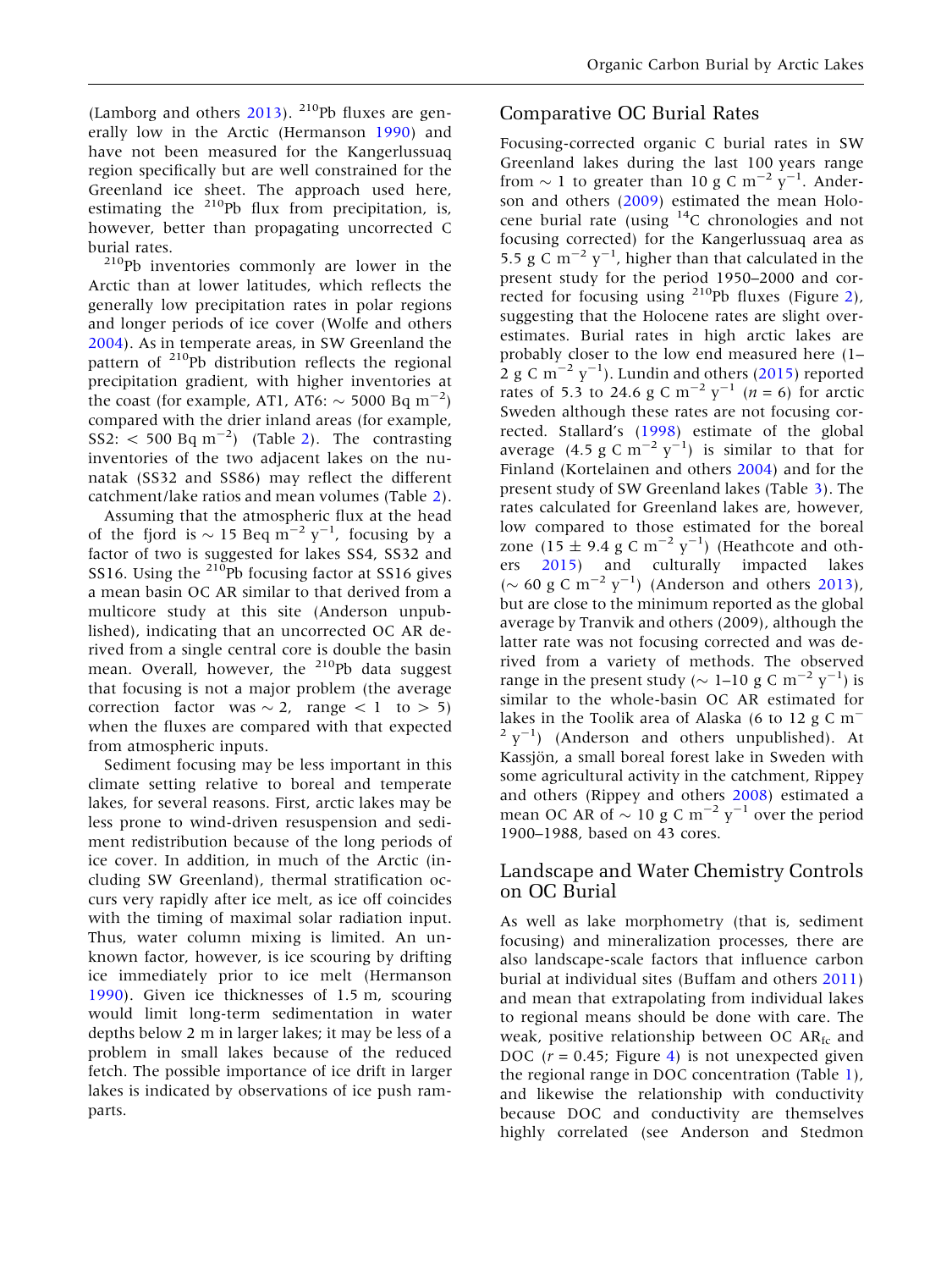(Lamborg and others 2013). $^{210}$Pb fluxes are generally low in the Arctic (Hermanson 1990) and have not been measured for the Kangerlussuaq region specifically but are well constrained for the Greenland ice sheet. The approach used here, estimating the $^{210}$Pb flux from precipitation, is, however, better than propagating uncorrected C burial rates.

$^{210}$Pb inventories commonly are lower in the Arctic than at lower latitudes, which reflects the generally low precipitation rates in polar regions and longer periods of ice cover (Wolfe and others 2004). As in temperate areas, in SW Greenland the pattern of $^{210}$Pb distribution reflects the regional precipitation gradient, with higher inventories at the coast (for example, AT1, AT6: $\sim$ 5000 Bq m$^{-2}$) compared with the drier inland areas (for example, SS2: < 500 Bq m$^{-2}$) (Table 2). The contrasting inventories of the two adjacent lakes on the nunatak (SS32 and SS86) may reflect the different catchment/lake ratios and mean volumes (Table 2).

Assuming that the atmospheric flux at the head of the fjord is $\sim$ 15 Beq m$^{-2}$ y$^{-1}$, focusing by a factor of two is suggested for lakes SS4, SS32 and SS16. Using the $^{210}$Pb focusing factor at SS16 gives a mean basin OC AR similar to that derived from a multicore study at this site (Anderson unpublished), indicating that an uncorrected OC AR derived from a single central core is double the basin mean. Overall, however, the $^{210}$Pb data suggest that focusing is not a major problem (the average correction factor was $\sim$ 2, range < 1 to > 5) when the fluxes are compared with that expected from atmospheric inputs.

Sediment focusing may be less important in this climate setting relative to boreal and temperate lakes, for several reasons. First, arctic lakes may be less prone to wind-driven resuspension and sediment redistribution because of the long periods of ice cover. In addition, in much of the Arctic (including SW Greenland), thermal stratification occurs very rapidly after ice melt, as ice off coincides with the timing of maximal solar radiation input. Thus, water column mixing is limited. An unknown factor, however, is ice scouring by drifting ice immediately prior to ice melt (Hermanson 1990). Given ice thicknesses of 1.5 m, scouring would limit long-term sedimentation in water depths below 2 m in larger lakes; it may be less of a problem in small lakes because of the reduced fetch. The possible importance of ice drift in larger lakes is indicated by observations of ice push ramparts.

## Comparative OC Burial Rates

Focusing-corrected organic C burial rates in SW Greenland lakes during the last 100 years range from $\sim$ 1 to greater than 10 g C m$^{-2}$ y$^{-1}$. Anderson and others (2009) estimated the mean Holocene burial rate (using $^{14}$C chronologies and not focusing corrected) for the Kangerlussuaq area as 5.5 g C m$^{-2}$ y$^{-1}$, higher than that calculated in the present study for the period 1950–2000 and corrected for focusing using $^{210}$Pb fluxes (Figure 2), suggesting that the Holocene rates are slight overestimates. Burial rates in high arctic lakes are probably closer to the low end measured here (1–2 g C m$^{-2}$ y$^{-1}$). Lundin and others (2015) reported rates of 5.3 to 24.6 g C m$^{-2}$ y$^{-1}$ ($n$ = 6) for arctic Sweden although these rates are not focusing corrected. Stallard's (1998) estimate of the global average (4.5 g C m$^{-2}$ y$^{-1}$) is similar to that for Finland (Kortelainen and others 2004) and for the present study of SW Greenland lakes (Table 3). The rates calculated for Greenland lakes are, however, low compared to those estimated for the boreal zone (15 $\pm$ 9.4 g C m$^{-2}$ y$^{-1}$) (Heathcote and others 2015) and culturally impacted lakes ($\sim$ 60 g C m$^{-2}$ y$^{-1}$) (Anderson and others 2013), but are close to the minimum reported as the global average by Tranvik and others (2009), although the latter rate was not focusing corrected and was derived from a variety of methods. The observed range in the present study ($\sim$ 1–10 g C m$^{-2}$ y$^{-1}$) is similar to the whole-basin OC AR estimated for lakes in the Toolik area of Alaska (6 to 12 g C m$^{-2}$ y$^{-1}$) (Anderson and others unpublished). At Kassjön, a small boreal forest lake in Sweden with some agricultural activity in the catchment, Rippey and others (Rippey and others 2008) estimated a mean OC AR of $\sim$ 10 g C m$^{-2}$ y$^{-1}$ over the period 1900–1988, based on 43 cores.

## Landscape and Water Chemistry Controls on OC Burial

As well as lake morphometry (that is, sediment focusing) and mineralization processes, there are also landscape-scale factors that influence carbon burial at individual sites (Buffam and others 2011) and mean that extrapolating from individual lakes to regional means should be done with care. The weak, positive relationship between OC $AR_{fc}$ and DOC ($r$ = 0.45; Figure 4) is not unexpected given the regional range in DOC concentration (Table 1), and likewise the relationship with conductivity because DOC and conductivity are themselves highly correlated (see Anderson and Stedmon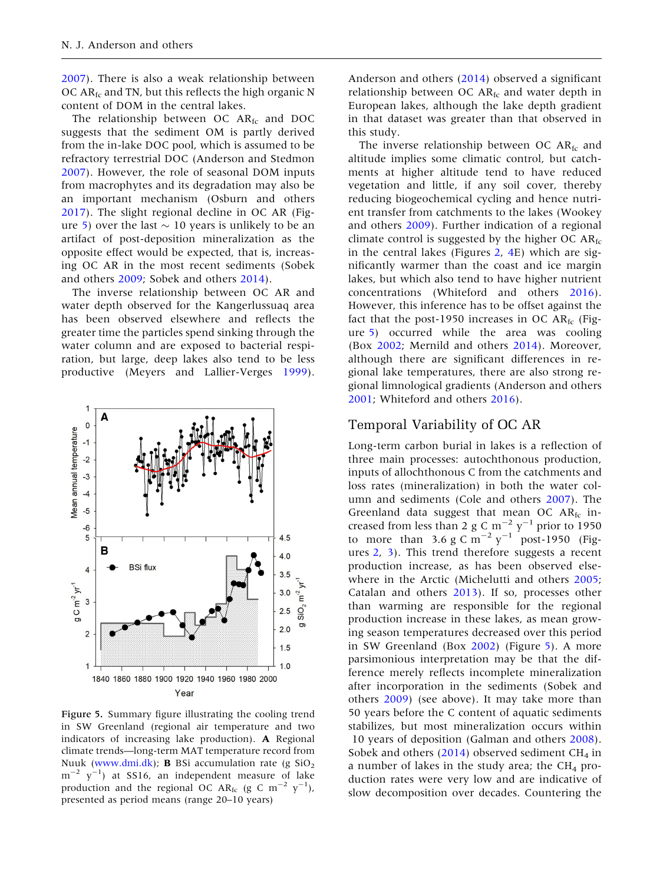2007). There is also a weak relationship between OC $AR_{fc}$ and TN, but this reflects the high organic N content of DOM in the central lakes.

The relationship between OC $AR_{fc}$ and DOC suggests that the sediment OM is partly derived from the in-lake DOC pool, which is assumed to be refractory terrestrial DOC (Anderson and Stedmon 2007). However, the role of seasonal DOM inputs from macrophytes and its degradation may also be an important mechanism (Osburn and others 2017). The slight regional decline in OC AR (Figure 5) over the last ~ 10 years is unlikely to be an artifact of post-deposition mineralization as the opposite effect would be expected, that is, increasing OC AR in the most recent sediments (Sobek and others 2009; Sobek and others 2014).

The inverse relationship between OC AR and water depth observed for the Kangerlussuaq area has been observed elsewhere and reflects the greater time the particles spend sinking through the water column and are exposed to bacterial respiration, but large, deep lakes also tend to be less productive (Meyers and Lallier-Verges 1999).

Figure 5. Summary figure illustrating the cooling trend in SW Greenland (regional air temperature and two indicators of increasing lake production). **A** Regional climate trends—long-term MAT temperature record from Nuuk (www.dmi.dk); **B** BSi accumulation rate (g $SiO_2$ $m^{-2}$ $y^{-1}$) at SS16, an independent measure of lake production and the regional OC $AR_{fc}$ (g C $m^{-2}$ $y^{-1}$), presented as period means (range 20–10 years)

Anderson and others (2014) observed a significant relationship between OC $AR_{fc}$ and water depth in European lakes, although the lake depth gradient in that dataset was greater than that observed in this study.

The inverse relationship between OC $AR_{fc}$ and altitude implies some climatic control, but catchments at higher altitude tend to have reduced vegetation and little, if any soil cover, thereby reducing biogeochemical cycling and hence nutrient transfer from catchments to the lakes (Wookey and others 2009). Further indication of a regional climate control is suggested by the higher OC $AR_{fc}$ in the central lakes (Figures 2, 4E) which are significantly warmer than the coast and ice margin lakes, but which also tend to have higher nutrient concentrations (Whiteford and others 2016). However, this inference has to be offset against the fact that the post-1950 increases in OC $AR_{fc}$ (Figure 5) occurred while the area was cooling (Box 2002; Mernild and others 2014). Moreover, although there are significant differences in regional lake temperatures, there are also strong regional limnological gradients (Anderson and others 2001; Whiteford and others 2016).

## Temporal Variability of OC AR

Long-term carbon burial in lakes is a reflection of three main processes: autochthonous production, inputs of allochthonous C from the catchments and loss rates (mineralization) in both the water column and sediments (Cole and others 2007). The Greenland data suggest that mean OC $AR_{fc}$ increased from less than 2 g C $m^{-2}$ $y^{-1}$ prior to 1950 to more than 3.6 g C $m^{-2}$ $y^{-1}$ post-1950 (Figures 2, 3). This trend therefore suggests a recent production increase, as has been observed elsewhere in the Arctic (Michelutti and others 2005; Catalan and others 2013). If so, processes other than warming are responsible for the regional production increase in these lakes, as mean growing season temperatures decreased over this period in SW Greenland (Box 2002) (Figure 5). A more parsimonious interpretation may be that the difference merely reflects incomplete mineralization after incorporation in the sediments (Sobek and others 2009) (see above). It may take more than 50 years before the C content of aquatic sediments stabilizes, but most mineralization occurs within 10 years of deposition (Galman and others 2008). Sobek and others (2014) observed sediment $CH_4$ in a number of lakes in the study area; the $CH_4$ production rates were very low and are indicative of slow decomposition over decades. Countering the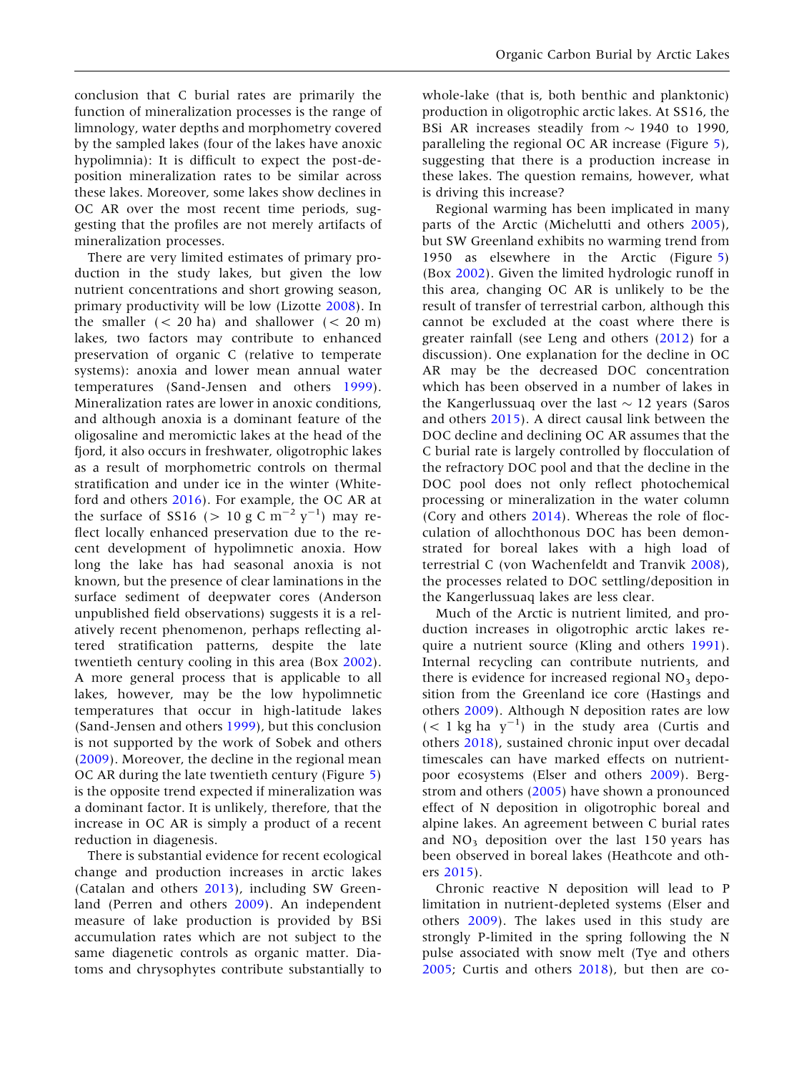conclusion that C burial rates are primarily the function of mineralization processes is the range of limnology, water depths and morphometry covered by the sampled lakes (four of the lakes have anoxic hypolimnia): It is difficult to expect the post-deposition mineralization rates to be similar across these lakes. Moreover, some lakes show declines in OC AR over the most recent time periods, suggesting that the profiles are not merely artifacts of mineralization processes.

There are very limited estimates of primary production in the study lakes, but given the low nutrient concentrations and short growing season, primary productivity will be low (Lizotte 2008). In the smaller (< 20 ha) and shallower (< 20 m) lakes, two factors may contribute to enhanced preservation of organic C (relative to temperate systems): anoxia and lower mean annual water temperatures (Sand-Jensen and others 1999). Mineralization rates are lower in anoxic conditions, and although anoxia is a dominant feature of the oligosaline and meromictic lakes at the head of the fjord, it also occurs in freshwater, oligotrophic lakes as a result of morphometric controls on thermal stratification and under ice in the winter (Whiteford and others 2016). For example, the OC AR at the surface of SS16 (> 10 g C $m^{-2}$ $y^{-1}$) may reflect locally enhanced preservation due to the recent development of hypolimnetic anoxia. How long the lake has had seasonal anoxia is not known, but the presence of clear laminations in the surface sediment of deepwater cores (Anderson unpublished field observations) suggests it is a relatively recent phenomenon, perhaps reflecting altered stratification patterns, despite the late twentieth century cooling in this area (Box 2002). A more general process that is applicable to all lakes, however, may be the low hypolimnetic temperatures that occur in high-latitude lakes (Sand-Jensen and others 1999), but this conclusion is not supported by the work of Sobek and others (2009). Moreover, the decline in the regional mean OC AR during the late twentieth century (Figure 5) is the opposite trend expected if mineralization was a dominant factor. It is unlikely, therefore, that the increase in OC AR is simply a product of a recent reduction in diagenesis.

There is substantial evidence for recent ecological change and production increases in arctic lakes (Catalan and others 2013), including SW Greenland (Perren and others 2009). An independent measure of lake production is provided by BSi accumulation rates which are not subject to the same diagenetic controls as organic matter. Diatoms and chrysophytes contribute substantially to whole-lake (that is, both benthic and planktonic) production in oligotrophic arctic lakes. At SS16, the BSi AR increases steadily from ~ 1940 to 1990, paralleling the regional OC AR increase (Figure 5), suggesting that there is a production increase in these lakes. The question remains, however, what is driving this increase?

Regional warming has been implicated in many parts of the Arctic (Michelutti and others 2005), but SW Greenland exhibits no warming trend from 1950 as elsewhere in the Arctic (Figure 5) (Box 2002). Given the limited hydrologic runoff in this area, changing OC AR is unlikely to be the result of transfer of terrestrial carbon, although this cannot be excluded at the coast where there is greater rainfall (see Leng and others (2012) for a discussion). One explanation for the decline in OC AR may be the decreased DOC concentration which has been observed in a number of lakes in the Kangerlussuaq over the last ~ 12 years (Saros and others 2015). A direct causal link between the DOC decline and declining OC AR assumes that the C burial rate is largely controlled by flocculation of the refractory DOC pool and that the decline in the DOC pool does not only reflect photochemical processing or mineralization in the water column (Cory and others 2014). Whereas the role of flocculation of allochthonous DOC has been demonstrated for boreal lakes with a high load of terrestrial C (von Wachenfeldt and Tranvik 2008), the processes related to DOC settling/deposition in the Kangerlussuaq lakes are less clear.

Much of the Arctic is nutrient limited, and production increases in oligotrophic arctic lakes require a nutrient source (Kling and others 1991). Internal recycling can contribute nutrients, and there is evidence for increased regional $NO_3$ deposition from the Greenland ice core (Hastings and others 2009). Although N deposition rates are low (< 1 kg ha $y^{-1}$) in the study area (Curtis and others 2018), sustained chronic input over decadal timescales can have marked effects on nutrient-poor ecosystems (Elser and others 2009). Bergstrom and others (2005) have shown a pronounced effect of N deposition in oligotrophic boreal and alpine lakes. An agreement between C burial rates and $NO_3$ deposition over the last 150 years has been observed in boreal lakes (Heathcote and others 2015).

Chronic reactive N deposition will lead to P limitation in nutrient-depleted systems (Elser and others 2009). The lakes used in this study are strongly P-limited in the spring following the N pulse associated with snow melt (Tye and others 2005; Curtis and others 2018), but then are co-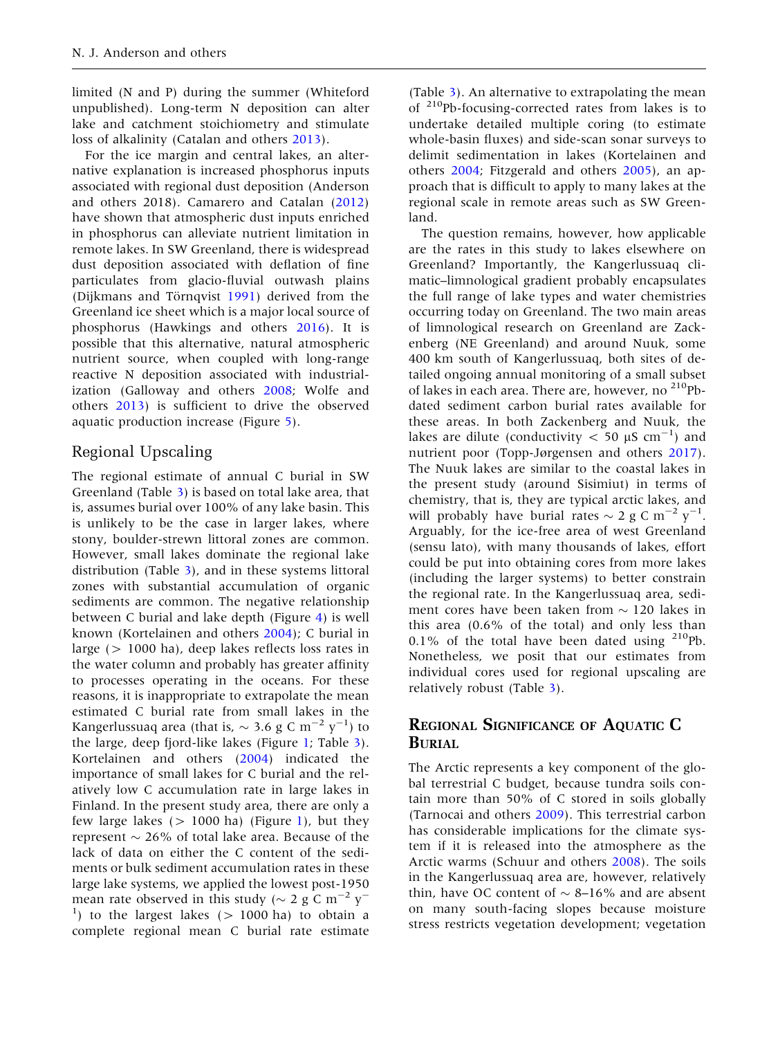limited (N and P) during the summer (Whiteford unpublished). Long-term N deposition can alter lake and catchment stoichiometry and stimulate loss of alkalinity (Catalan and others 2013).

For the ice margin and central lakes, an alternative explanation is increased phosphorus inputs associated with regional dust deposition (Anderson and others 2018). Camarero and Catalan (2012) have shown that atmospheric dust inputs enriched in phosphorus can alleviate nutrient limitation in remote lakes. In SW Greenland, there is widespread dust deposition associated with deflation of fine particulates from glacio-fluvial outwash plains (Dijkmans and Törnqvist 1991) derived from the Greenland ice sheet which is a major local source of phosphorus (Hawkings and others 2016). It is possible that this alternative, natural atmospheric nutrient source, when coupled with long-range reactive N deposition associated with industrialization (Galloway and others 2008; Wolfe and others 2013) is sufficient to drive the observed aquatic production increase (Figure 5).

## Regional Upscaling

The regional estimate of annual C burial in SW Greenland (Table 3) is based on total lake area, that is, assumes burial over 100% of any lake basin. This is unlikely to be the case in larger lakes, where stony, boulder-strewn littoral zones are common. However, small lakes dominate the regional lake distribution (Table 3), and in these systems littoral zones with substantial accumulation of organic sediments are common. The negative relationship between C burial and lake depth (Figure 4) is well known (Kortelainen and others 2004); C burial in large (> 1000 ha), deep lakes reflects loss rates in the water column and probably has greater affinity to processes operating in the oceans. For these reasons, it is inappropriate to extrapolate the mean estimated C burial rate from small lakes in the Kangerlussuaq area (that is, ~ 3.6 g C $m^{-2}$ $y^{-1}$) to the large, deep fjord-like lakes (Figure 1; Table 3). Kortelainen and others (2004) indicated the importance of small lakes for C burial and the relatively low C accumulation rate in large lakes in Finland. In the present study area, there are only a few large lakes (> 1000 ha) (Figure 1), but they represent ~ 26% of total lake area. Because of the lack of data on either the C content of the sediments or bulk sediment accumulation rates in these large lake systems, we applied the lowest post-1950 mean rate observed in this study (~ 2 g C $m^{-2}$ $y^{-1}$) to the largest lakes (> 1000 ha) to obtain a complete regional mean C burial rate estimate (Table 3). An alternative to extrapolating the mean of $^{210}$Pb-focusing-corrected rates from lakes is to undertake detailed multiple coring (to estimate whole-basin fluxes) and side-scan sonar surveys to delimit sedimentation in lakes (Kortelainen and others 2004; Fitzgerald and others 2005), an approach that is difficult to apply to many lakes at the regional scale in remote areas such as SW Greenland.

The question remains, however, how applicable are the rates in this study to lakes elsewhere on Greenland? Importantly, the Kangerlussuaq climatic–limnological gradient probably encapsulates the full range of lake types and water chemistries occurring today on Greenland. The two main areas of limnological research on Greenland are Zackenberg (NE Greenland) and around Nuuk, some 400 km south of Kangerlussuaq, both sites of detailed ongoing annual monitoring of a small subset of lakes in each area. There are, however, no $^{210}$Pb-dated sediment carbon burial rates available for these areas. In both Zackenberg and Nuuk, the lakes are dilute (conductivity < 50 µS $cm^{-1}$) and nutrient poor (Topp-Jørgensen and others 2017). The Nuuk lakes are similar to the coastal lakes in the present study (around Sisimiut) in terms of chemistry, that is, they are typical arctic lakes, and will probably have burial rates ~ 2 g C $m^{-2}$ $y^{-1}$. Arguably, for the ice-free area of west Greenland (sensu lato), with many thousands of lakes, effort could be put into obtaining cores from more lakes (including the larger systems) to better constrain the regional rate. In the Kangerlussuaq area, sediment cores have been taken from ~ 120 lakes in this area (0.6% of the total) and only less than 0.1% of the total have been dated using $^{210}$Pb. Nonetheless, we posit that our estimates from individual cores used for regional upscaling are relatively robust (Table 3).

## Regional Significance of Aquatic C Burial

The Arctic represents a key component of the global terrestrial C budget, because tundra soils contain more than 50% of C stored in soils globally (Tarnocai and others 2009). This terrestrial carbon has considerable implications for the climate system if it is released into the atmosphere as the Arctic warms (Schuur and others 2008). The soils in the Kangerlussuaq area are, however, relatively thin, have OC content of ~ 8–16% and are absent on many south-facing slopes because moisture stress restricts vegetation development; vegetation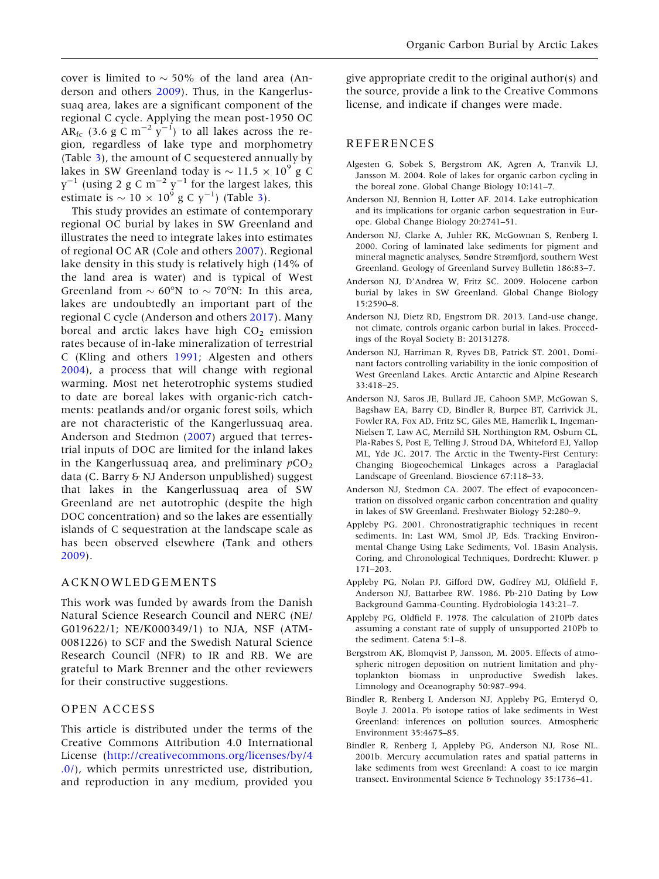cover is limited to ~ 50% of the land area (Anderson and others 2009). Thus, in the Kangerlussuaq area, lakes are a significant component of the regional C cycle. Applying the mean post-1950 OC $AR_{fc}$ (3.6 g C $m^{-2}$ $y^{-1}$) to all lakes across the region, regardless of lake type and morphometry (Table 3), the amount of C sequestered annually by lakes in SW Greenland today is ~ 11.5 × $10^9$ g C $y^{-1}$ (using 2 g C $m^{-2}$ $y^{-1}$ for the largest lakes, this estimate is ~ 10 × $10^9$ g C $y^{-1}$) (Table 3).

This study provides an estimate of contemporary regional OC burial by lakes in SW Greenland and illustrates the need to integrate lakes into estimates of regional OC AR (Cole and others 2007). Regional lake density in this study is relatively high (14% of the land area is water) and is typical of West Greenland from ~ 60°N to ~ 70°N: In this area, lakes are undoubtedly an important part of the regional C cycle (Anderson and others 2017). Many boreal and arctic lakes have high $CO_2$ emission rates because of in-lake mineralization of terrestrial C (Kling and others 1991; Algesten and others 2004), a process that will change with regional warming. Most net heterotrophic systems studied to date are boreal lakes with organic-rich catchments: peatlands and/or organic forest soils, which are not characteristic of the Kangerlussuaq area. Anderson and Stedmon (2007) argued that terrestrial inputs of DOC are limited for the inland lakes in the Kangerlussuaq area, and preliminary $pCO_2$ data (C. Barry & NJ Anderson unpublished) suggest that lakes in the Kangerlussuaq area of SW Greenland are net autotrophic (despite the high DOC concentration) and so the lakes are essentially islands of C sequestration at the landscape scale as has been observed elsewhere (Tank and others 2009).

## ACKNOWLEDGEMENTS

This work was funded by awards from the Danish Natural Science Research Council and NERC (NE/G019622/1; NE/K000349/1) to NJA, NSF (ATM-0081226) to SCF and the Swedish Natural Science Research Council (NFR) to IR and RB. We are grateful to Mark Brenner and the other reviewers for their constructive suggestions.

## OPEN ACCESS

This article is distributed under the terms of the Creative Commons Attribution 4.0 International License (http://creativecommons.org/licenses/by/4.0/), which permits unrestricted use, distribution, and reproduction in any medium, provided you give appropriate credit to the original author(s) and the source, provide a link to the Creative Commons license, and indicate if changes were made.

## REFERENCES

Algesten G, Sobek S, Bergstrom AK, Agren A, Tranvik LJ, Jansson M. 2004. Role of lakes for organic carbon cycling in the boreal zone. Global Change Biology 10:141–7.

Anderson NJ, Bennion H, Lotter AF. 2014. Lake eutrophication and its implications for organic carbon sequestration in Europe. Global Change Biology 20:2741–51.

Anderson NJ, Clarke A, Juhler RK, McGownan S, Renberg I. 2000. Coring of laminated lake sediments for pigment and mineral magnetic analyses, Søndre Strømfjord, southern West Greenland. Geology of Greenland Survey Bulletin 186:83–7.

Anderson NJ, D'Andrea W, Fritz SC. 2009. Holocene carbon burial by lakes in SW Greenland. Global Change Biology 15:2590–8.

Anderson NJ, Dietz RD, Engstrom DR. 2013. Land-use change, not climate, controls organic carbon burial in lakes. Proceedings of the Royal Society B: 20131278.

Anderson NJ, Harriman R, Ryves DB, Patrick ST. 2001. Dominant factors controlling variability in the ionic composition of West Greenland Lakes. Arctic Antarctic and Alpine Research 33:418–25.

Anderson NJ, Saros JE, Bullard JE, Cahoon SMP, McGowan S, Bagshaw EA, Barry CD, Bindler R, Burpee BT, Carrivick JL, Fowler RA, Fox AD, Fritz SC, Giles ME, Hamerlik L, Ingeman-Nielsen T, Law AC, Mernild SH, Northington RM, Osburn CL, Pla-Rabes S, Post E, Telling J, Stroud DA, Whiteford EJ, Yallop ML, Yde JC. 2017. The Arctic in the Twenty-First Century: Changing Biogeochemical Linkages across a Paraglacial Landscape of Greenland. Bioscience 67:118–33.

Anderson NJ, Stedmon CA. 2007. The effect of evapoconcentration on dissolved organic carbon concentration and quality in lakes of SW Greenland. Freshwater Biology 52:280–9.

Appleby PG. 2001. Chronostratigraphic techniques in recent sediments. In: Last WM, Smol JP, Eds. Tracking Environmental Change Using Lake Sediments, Vol. 1Basin Analysis, Coring, and Chronological Techniques, Dordrecht: Kluwer. p 171–203.

Appleby PG, Nolan PJ, Gifford DW, Godfrey MJ, Oldfield F, Anderson NJ, Battarbee RW. 1986. Pb-210 Dating by Low Background Gamma-Counting. Hydrobiologia 143:21–7.

Appleby PG, Oldfield F. 1978. The calculation of 210Pb dates assuming a constant rate of supply of unsupported 210Pb to the sediment. Catena 5:1–8.

Bergstrom AK, Blomqvist P, Jansson, M. 2005. Effects of atmospheric nitrogen deposition on nutrient limitation and phytoplankton biomass in unproductive Swedish lakes. Limnology and Oceanography 50:987–994.

Bindler R, Renberg I, Anderson NJ, Appleby PG, Emteryd O, Boyle J. 2001a. Pb isotope ratios of lake sediments in West Greenland: inferences on pollution sources. Atmospheric Environment 35:4675–85.

Bindler R, Renberg I, Appleby PG, Anderson NJ, Rose NL. 2001b. Mercury accumulation rates and spatial patterns in lake sediments from west Greenland: A coast to ice margin transect. Environmental Science & Technology 35:1736–41.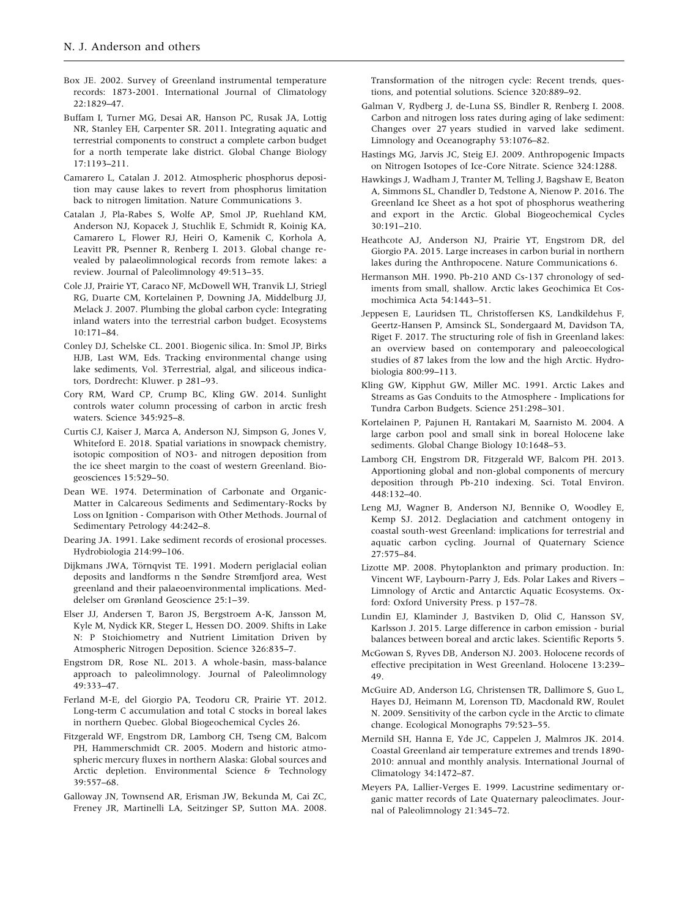Box JE. 2002. Survey of Greenland instrumental temperature records: 1873-2001. International Journal of Climatology 22:1829–47.

Buffam I, Turner MG, Desai AR, Hanson PC, Rusak JA, Lottig NR, Stanley EH, Carpenter SR. 2011. Integrating aquatic and terrestrial components to construct a complete carbon budget for a north temperate lake district. Global Change Biology 17:1193–211.

Camarero L, Catalan J. 2012. Atmospheric phosphorus deposition may cause lakes to revert from phosphorus limitation back to nitrogen limitation. Nature Communications 3.

Catalan J, Pla-Rabes S, Wolfe AP, Smol JP, Ruehland KM, Anderson NJ, Kopacek J, Stuchlik E, Schmidt R, Koinig KA, Camarero L, Flower RJ, Heiri O, Kamenik C, Korhola A, Leavitt PR, Psenner R, Renberg I. 2013. Global change revealed by palaeolimnological records from remote lakes: a review. Journal of Paleolimnology 49:513–35.

Cole JJ, Prairie YT, Caraco NF, McDowell WH, Tranvik LJ, Striegl RG, Duarte CM, Kortelainen P, Downing JA, Middelburg JJ, Melack J. 2007. Plumbing the global carbon cycle: Integrating inland waters into the terrestrial carbon budget. Ecosystems 10:171–84.

Conley DJ, Schelske CL. 2001. Biogenic silica. In: Smol JP, Birks HJB, Last WM, Eds. Tracking environmental change using lake sediments, Vol. 3Terrestrial, algal, and siliceous indicators, Dordrecht: Kluwer. p 281–93.

Cory RM, Ward CP, Crump BC, Kling GW. 2014. Sunlight controls water column processing of carbon in arctic fresh waters. Science 345:925–8.

Curtis CJ, Kaiser J, Marca A, Anderson NJ, Simpson G, Jones V, Whiteford E. 2018. Spatial variations in snowpack chemistry, isotopic composition of NO3- and nitrogen deposition from the ice sheet margin to the coast of western Greenland. Biogeosciences 15:529–50.

Dean WE. 1974. Determination of Carbonate and Organic-Matter in Calcareous Sediments and Sedimentary-Rocks by Loss on Ignition - Comparison with Other Methods. Journal of Sedimentary Petrology 44:242–8.

Dearing JA. 1991. Lake sediment records of erosional processes. Hydrobiologia 214:99–106.

Dijkmans JWA, Törnqvist TE. 1991. Modern periglacial eolian deposits and landforms n the Søndre Strømfjord area, West greenland and their palaeoenvironmental implications. Meddelelser om Grønland Geoscience 25:1–39.

Elser JJ, Andersen T, Baron JS, Bergstroem A-K, Jansson M, Kyle M, Nydick KR, Steger L, Hessen DO. 2009. Shifts in Lake N: P Stoichiometry and Nutrient Limitation Driven by Atmospheric Nitrogen Deposition. Science 326:835–7.

Engstrom DR, Rose NL. 2013. A whole-basin, mass-balance approach to paleolimnology. Journal of Paleolimnology 49:333–47.

Ferland M-E, del Giorgio PA, Teodoru CR, Prairie YT. 2012. Long-term C accumulation and total C stocks in boreal lakes in northern Quebec. Global Biogeochemical Cycles 26.

Fitzgerald WF, Engstrom DR, Lamborg CH, Tseng CM, Balcom PH, Hammerschmidt CR. 2005. Modern and historic atmospheric mercury fluxes in northern Alaska: Global sources and Arctic depletion. Environmental Science & Technology 39:557–68.

Galloway JN, Townsend AR, Erisman JW, Bekunda M, Cai ZC, Freney JR, Martinelli LA, Seitzinger SP, Sutton MA. 2008. Transformation of the nitrogen cycle: Recent trends, questions, and potential solutions. Science 320:889–92.

Galman V, Rydberg J, de-Luna SS, Bindler R, Renberg I. 2008. Carbon and nitrogen loss rates during aging of lake sediment: Changes over 27 years studied in varved lake sediment. Limnology and Oceanography 53:1076–82.

Hastings MG, Jarvis JC, Steig EJ. 2009. Anthropogenic Impacts on Nitrogen Isotopes of Ice-Core Nitrate. Science 324:1288.

Hawkings J, Wadham J, Tranter M, Telling J, Bagshaw E, Beaton A, Simmons SL, Chandler D, Tedstone A, Nienow P. 2016. The Greenland Ice Sheet as a hot spot of phosphorus weathering and export in the Arctic. Global Biogeochemical Cycles 30:191–210.

Heathcote AJ, Anderson NJ, Prairie YT, Engstrom DR, del Giorgio PA. 2015. Large increases in carbon burial in northern lakes during the Anthropocene. Nature Communications 6.

Hermanson MH. 1990. Pb-210 AND Cs-137 chronology of sediments from small, shallow. Arctic lakes Geochimica Et Cosmochimica Acta 54:1443–51.

Jeppesen E, Lauridsen TL, Christoffersen KS, Landkildehus F, Geertz-Hansen P, Amsinck SL, Sondergaard M, Davidson TA, Riget F. 2017. The structuring role of fish in Greenland lakes: an overview based on contemporary and paleoecological studies of 87 lakes from the low and the high Arctic. Hydrobiologia 800:99–113.

Kling GW, Kipphut GW, Miller MC. 1991. Arctic Lakes and Streams as Gas Conduits to the Atmosphere - Implications for Tundra Carbon Budgets. Science 251:298–301.

Kortelainen P, Pajunen H, Rantakari M, Saarnisto M. 2004. A large carbon pool and small sink in boreal Holocene lake sediments. Global Change Biology 10:1648–53.

Lamborg CH, Engstrom DR, Fitzgerald WF, Balcom PH. 2013. Apportioning global and non-global components of mercury deposition through Pb-210 indexing. Sci. Total Environ. 448:132–40.

Leng MJ, Wagner B, Anderson NJ, Bennike O, Woodley E, Kemp SJ. 2012. Deglaciation and catchment ontogeny in coastal south-west Greenland: implications for terrestrial and aquatic carbon cycling. Journal of Quaternary Science 27:575–84.

Lizotte MP. 2008. Phytoplankton and primary production. In: Vincent WF, Laybourn-Parry J, Eds. Polar Lakes and Rivers – Limnology of Arctic and Antarctic Aquatic Ecosystems. Oxford: Oxford University Press. p 157–78.

Lundin EJ, Klaminder J, Bastviken D, Olid C, Hansson SV, Karlsson J. 2015. Large difference in carbon emission - burial balances between boreal and arctic lakes. Scientific Reports 5.

McGowan S, Ryves DB, Anderson NJ. 2003. Holocene records of effective precipitation in West Greenland. Holocene 13:239–49.

McGuire AD, Anderson LG, Christensen TR, Dallimore S, Guo L, Hayes DJ, Heimann M, Lorenson TD, Macdonald RW, Roulet N. 2009. Sensitivity of the carbon cycle in the Arctic to climate change. Ecological Monographs 79:523–55.

Mernild SH, Hanna E, Yde JC, Cappelen J, Malmros JK. 2014. Coastal Greenland air temperature extremes and trends 1890-2010: annual and monthly analysis. International Journal of Climatology 34:1472–87.

Meyers PA, Lallier-Verges E. 1999. Lacustrine sedimentary organic matter records of Late Quaternary paleoclimates. Journal of Paleolimnology 21:345–72.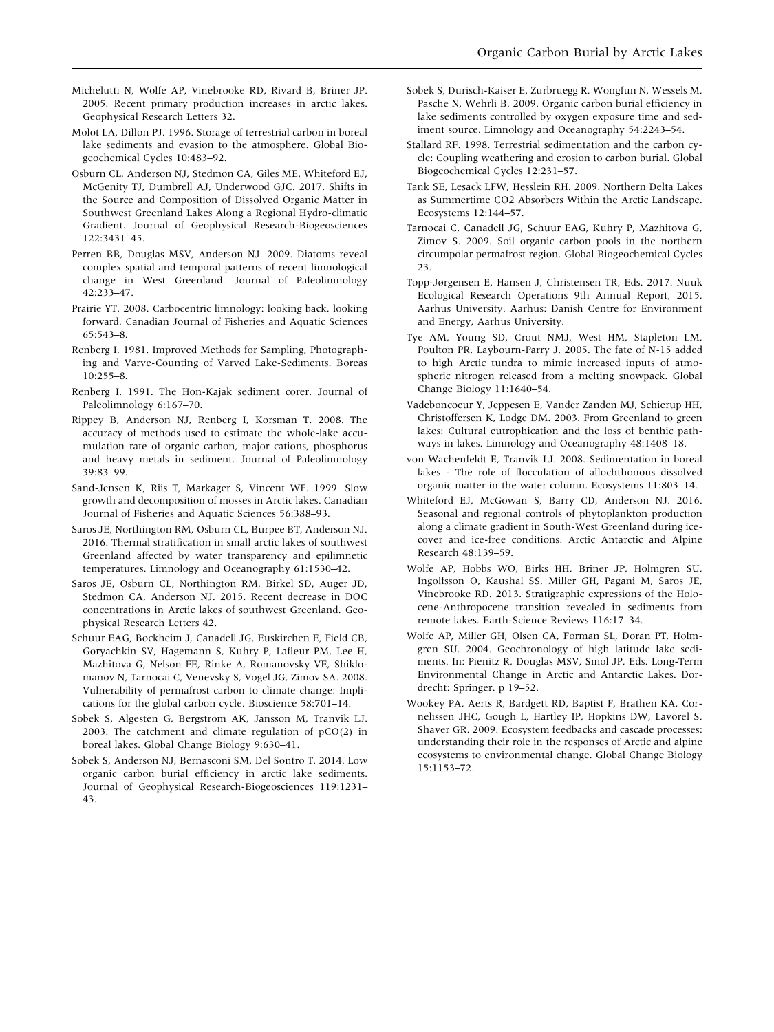Michelutti N, Wolfe AP, Vinebrooke RD, Rivard B, Briner JP. 2005. Recent primary production increases in arctic lakes. Geophysical Research Letters 32.

Molot LA, Dillon PJ. 1996. Storage of terrestrial carbon in boreal lake sediments and evasion to the atmosphere. Global Biogeochemical Cycles 10:483–92.

Osburn CL, Anderson NJ, Stedmon CA, Giles ME, Whiteford EJ, McGenity TJ, Dumbrell AJ, Underwood GJC. 2017. Shifts in the Source and Composition of Dissolved Organic Matter in Southwest Greenland Lakes Along a Regional Hydro-climatic Gradient. Journal of Geophysical Research-Biogeosciences 122:3431–45.

Perren BB, Douglas MSV, Anderson NJ. 2009. Diatoms reveal complex spatial and temporal patterns of recent limnological change in West Greenland. Journal of Paleolimnology 42:233–47.

Prairie YT. 2008. Carbocentric limnology: looking back, looking forward. Canadian Journal of Fisheries and Aquatic Sciences 65:543–8.

Renberg I. 1981. Improved Methods for Sampling, Photographing and Varve-Counting of Varved Lake-Sediments. Boreas 10:255–8.

Renberg I. 1991. The Hon-Kajak sediment corer. Journal of Paleolimnology 6:167–70.

Rippey B, Anderson NJ, Renberg I, Korsman T. 2008. The accuracy of methods used to estimate the whole-lake accumulation rate of organic carbon, major cations, phosphorus and heavy metals in sediment. Journal of Paleolimnology 39:83–99.

Sand-Jensen K, Riis T, Markager S, Vincent WF. 1999. Slow growth and decomposition of mosses in Arctic lakes. Canadian Journal of Fisheries and Aquatic Sciences 56:388–93.

Saros JE, Northington RM, Osburn CL, Burpee BT, Anderson NJ. 2016. Thermal stratification in small arctic lakes of southwest Greenland affected by water transparency and epilimnetic temperatures. Limnology and Oceanography 61:1530–42.

Saros JE, Osburn CL, Northington RM, Birkel SD, Auger JD, Stedmon CA, Anderson NJ. 2015. Recent decrease in DOC concentrations in Arctic lakes of southwest Greenland. Geophysical Research Letters 42.

Schuur EAG, Bockheim J, Canadell JG, Euskirchen E, Field CB, Goryachkin SV, Hagemann S, Kuhry P, Lafleur PM, Lee H, Mazhitova G, Nelson FE, Rinke A, Romanovsky VE, Shiklomanov N, Tarnocai C, Venevsky S, Vogel JG, Zimov SA. 2008. Vulnerability of permafrost carbon to climate change: Implications for the global carbon cycle. Bioscience 58:701–14.

Sobek S, Algesten G, Bergstrom AK, Jansson M, Tranvik LJ. 2003. The catchment and climate regulation of pCO(2) in boreal lakes. Global Change Biology 9:630–41.

Sobek S, Anderson NJ, Bernasconi SM, Del Sontro T. 2014. Low organic carbon burial efficiency in arctic lake sediments. Journal of Geophysical Research-Biogeosciences 119:1231–43.

Sobek S, Durisch-Kaiser E, Zurbruegg R, Wongfun N, Wessels M, Pasche N, Wehrli B. 2009. Organic carbon burial efficiency in lake sediments controlled by oxygen exposure time and sediment source. Limnology and Oceanography 54:2243–54.

Stallard RF. 1998. Terrestrial sedimentation and the carbon cycle: Coupling weathering and erosion to carbon burial. Global Biogeochemical Cycles 12:231–57.

Tank SE, Lesack LFW, Hesslein RH. 2009. Northern Delta Lakes as Summertime CO2 Absorbers Within the Arctic Landscape. Ecosystems 12:144–57.

Tarnocai C, Canadell JG, Schuur EAG, Kuhry P, Mazhitova G, Zimov S. 2009. Soil organic carbon pools in the northern circumpolar permafrost region. Global Biogeochemical Cycles 23.

Topp-Jørgensen E, Hansen J, Christensen TR, Eds. 2017. Nuuk Ecological Research Operations 9th Annual Report, 2015, Aarhus University. Aarhus: Danish Centre for Environment and Energy, Aarhus University.

Tye AM, Young SD, Crout NMJ, West HM, Stapleton LM, Poulton PR, Laybourn-Parry J. 2005. The fate of N-15 added to high Arctic tundra to mimic increased inputs of atmospheric nitrogen released from a melting snowpack. Global Change Biology 11:1640–54.

Vadeboncoeur Y, Jeppesen E, Vander Zanden MJ, Schierup HH, Christoffersen K, Lodge DM. 2003. From Greenland to green lakes: Cultural eutrophication and the loss of benthic pathways in lakes. Limnology and Oceanography 48:1408–18.

von Wachenfeldt E, Tranvik LJ. 2008. Sedimentation in boreal lakes - The role of flocculation of allochthonous dissolved organic matter in the water column. Ecosystems 11:803–14.

Whiteford EJ, McGowan S, Barry CD, Anderson NJ. 2016. Seasonal and regional controls of phytoplankton production along a climate gradient in South-West Greenland during ice-cover and ice-free conditions. Arctic Antarctic and Alpine Research 48:139–59.

Wolfe AP, Hobbs WO, Birks HH, Briner JP, Holmgren SU, Ingolfsson O, Kaushal SS, Miller GH, Pagani M, Saros JE, Vinebrooke RD. 2013. Stratigraphic expressions of the Holocene-Anthropocene transition revealed in sediments from remote lakes. Earth-Science Reviews 116:17–34.

Wolfe AP, Miller GH, Olsen CA, Forman SL, Doran PT, Holmgren SU. 2004. Geochronology of high latitude lake sediments. In: Pienitz R, Douglas MSV, Smol JP, Eds. Long-Term Environmental Change in Arctic and Antarctic Lakes. Dordrecht: Springer. p 19–52.

Wookey PA, Aerts R, Bardgett RD, Baptist F, Brathen KA, Cornelissen JHC, Gough L, Hartley IP, Hopkins DW, Lavorel S, Shaver GR. 2009. Ecosystem feedbacks and cascade processes: understanding their role in the responses of Arctic and alpine ecosystems to environmental change. Global Change Biology 15:1153–72.